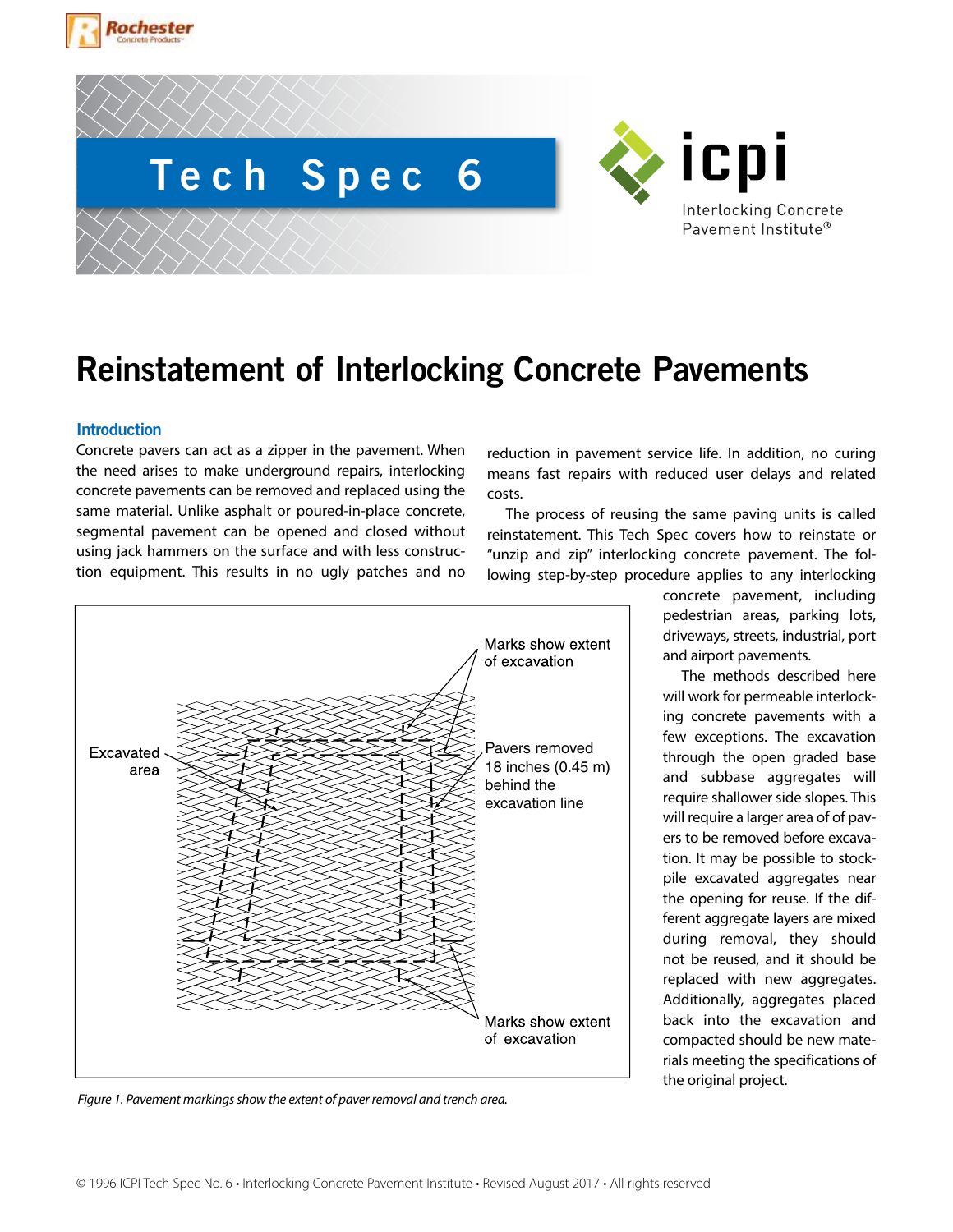# Tech Spec 6

# Reinstatement of Interlocking Concrete Pavements

## Introduction

Concrete pavers can act as a zipper in the pavement. When the need arises to make underground repairs, interlocking concrete pavements can be removed and replaced using the same material. Unlike asphalt or poured-in-place concrete, segmental pavement can be opened and closed without using jack hammers on the surface and with less construction equipment. This results in no ugly patches and no reduction in pavement service life. In addition, no curing means fast repairs with reduced user delays and related costs.

The process of reusing the same paving units is called reinstatement. This Tech Spec covers how to reinstate or "unzip and zip" interlocking concrete pavement. The following step-by-step procedure applies to any interlocking concrete pavement, including pedestrian areas, parking lots, driveways, streets, industrial, port and airport pavements.

The methods described here will work for permeable interlocking concrete pavements with a few exceptions. The excavation through the open graded base and subbase aggregates will require shallower side slopes. This will require a larger area of of pavers to be removed before excavation. It may be possible to stockpile excavated aggregates near the opening for reuse. If the different aggregate layers are mixed during removal, they should not be reused, and it should be replaced with new aggregates. Additionally, aggregates placed back into the excavation and compacted should be new materials meeting the specifications of the original project.

Marks show extent of excavation

Excavated area

Pavers removed 18 inches (0.45 m) behind the excavation line

Marks show extent of excavation

*Figure 1. Pavement markings show the extent of paver removal and trench area.*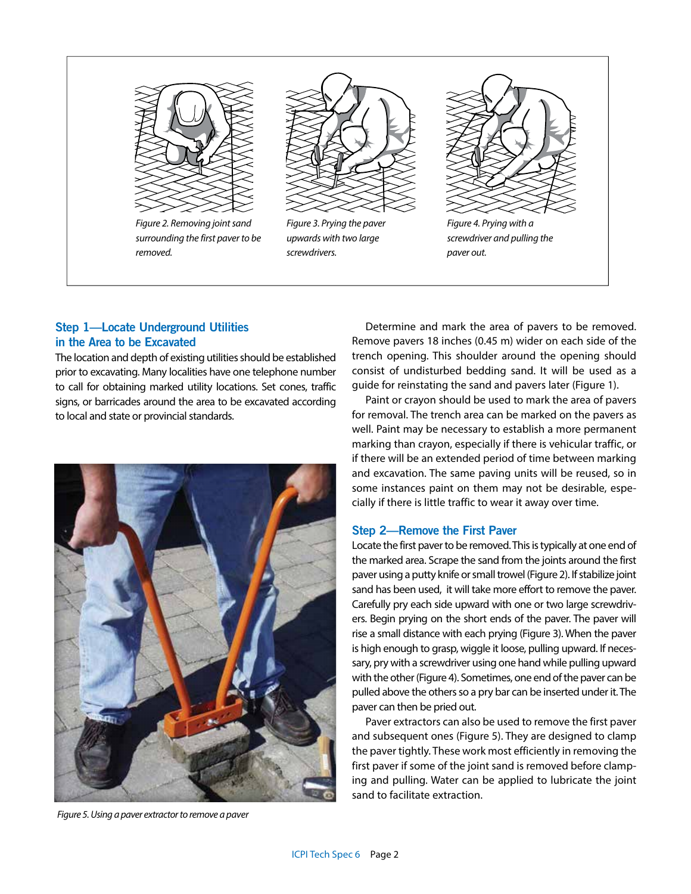*Figure 2. Removing joint sand surrounding the first paver to be removed.*

*Figure 3. Prying the paver upwards with two large screwdrivers.*

*Figure 4. Prying with a screwdriver and pulling the paver out.*

### Step 1—Locate Underground Utilities in the Area to be Excavated

The location and depth of existing utilities should be established prior to excavating. Many localities have one telephone number to call for obtaining marked utility locations. Set cones, traffic signs, or barricades around the area to be excavated according to local and state or provincial standards.

*Figure 5. Using a paver extractor to remove a paver*

Determine and mark the area of pavers to be removed. Remove pavers 18 inches (0.45 m) wider on each side of the trench opening. This shoulder around the opening should consist of undisturbed bedding sand. It will be used as a guide for reinstating the sand and pavers later (Figure 1).

Paint or crayon should be used to mark the area of pavers for removal. The trench area can be marked on the pavers as well. Paint may be necessary to establish a more permanent marking than crayon, especially if there is vehicular traffic, or if there will be an extended period of time between marking and excavation. The same paving units will be reused, so in some instances paint on them may not be desirable, especially if there is little traffic to wear it away over time.

### Step 2—Remove the First Paver

Locate the first paver to be removed. This is typically at one end of the marked area. Scrape the sand from the joints around the first paver using a putty knife or small trowel (Figure 2). If stabilize joint sand has been used, it will take more effort to remove the paver. Carefully pry each side upward with one or two large screwdrivers. Begin prying on the short ends of the paver. The paver will rise a small distance with each prying (Figure 3). When the paver is high enough to grasp, wiggle it loose, pulling upward. If necessary, pry with a screwdriver using one hand while pulling upward with the other (Figure 4). Sometimes, one end of the paver can be pulled above the others so a pry bar can be inserted under it. The paver can then be pried out.

Paver extractors can also be used to remove the first paver and subsequent ones (Figure 5). They are designed to clamp the paver tightly. These work most efficiently in removing the first paver if some of the joint sand is removed before clamping and pulling. Water can be applied to lubricate the joint sand to facilitate extraction.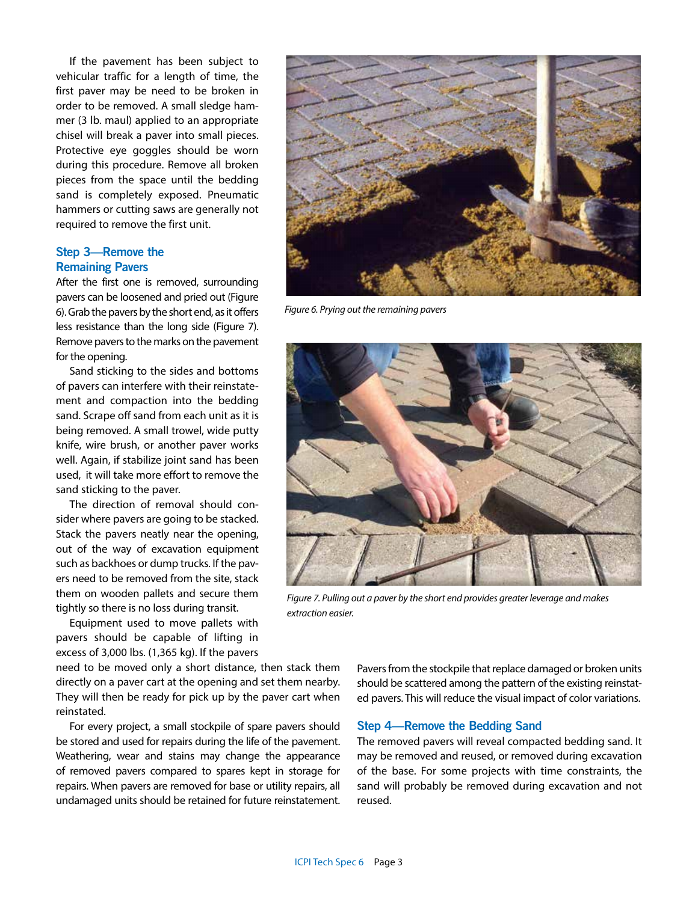If the pavement has been subject to vehicular traffic for a length of time, the first paver may be need to be broken in order to be removed. A small sledge hammer (3 lb. maul) applied to an appropriate chisel will break a paver into small pieces. Protective eye goggles should be worn during this procedure. Remove all broken pieces from the space until the bedding sand is completely exposed. Pneumatic hammers or cutting saws are generally not required to remove the first unit.

### Step 3—Remove the Remaining Pavers

After the first one is removed, surrounding pavers can be loosened and pried out (Figure 6). Grab the pavers by the short end, as it offers less resistance than the long side (Figure 7). Remove pavers to the marks on the pavement for the opening.

Sand sticking to the sides and bottoms of pavers can interfere with their reinstatement and compaction into the bedding sand. Scrape off sand from each unit as it is being removed. A small trowel, wide putty knife, wire brush, or another paver works well. Again, if stabilize joint sand has been used, it will take more effort to remove the sand sticking to the paver.

The direction of removal should consider where pavers are going to be stacked. Stack the pavers neatly near the opening, out of the way of excavation equipment such as backhoes or dump trucks. If the pavers need to be removed from the site, stack them on wooden pallets and secure them tightly so there is no loss during transit.

Equipment used to move pallets with pavers should be capable of lifting in excess of 3,000 lbs. (1,365 kg). If the pavers need to be moved only a short distance, then stack them directly on a paver cart at the opening and set them nearby. They will then be ready for pick up by the paver cart when reinstated.

For every project, a small stockpile of spare pavers should be stored and used for repairs during the life of the pavement. Weathering, wear and stains may change the appearance of removed pavers compared to spares kept in storage for repairs. When pavers are removed for base or utility repairs, all undamaged units should be retained for future reinstatement.

*Figure 6. Prying out the remaining pavers*

*Figure 7. Pulling out a paver by the short end provides greater leverage and makes extraction easier.*

Pavers from the stockpile that replace damaged or broken units should be scattered among the pattern of the existing reinstated pavers. This will reduce the visual impact of color variations.

### Step 4—Remove the Bedding Sand

The removed pavers will reveal compacted bedding sand. It may be removed and reused, or removed during excavation of the base. For some projects with time constraints, the sand will probably be removed during excavation and not reused.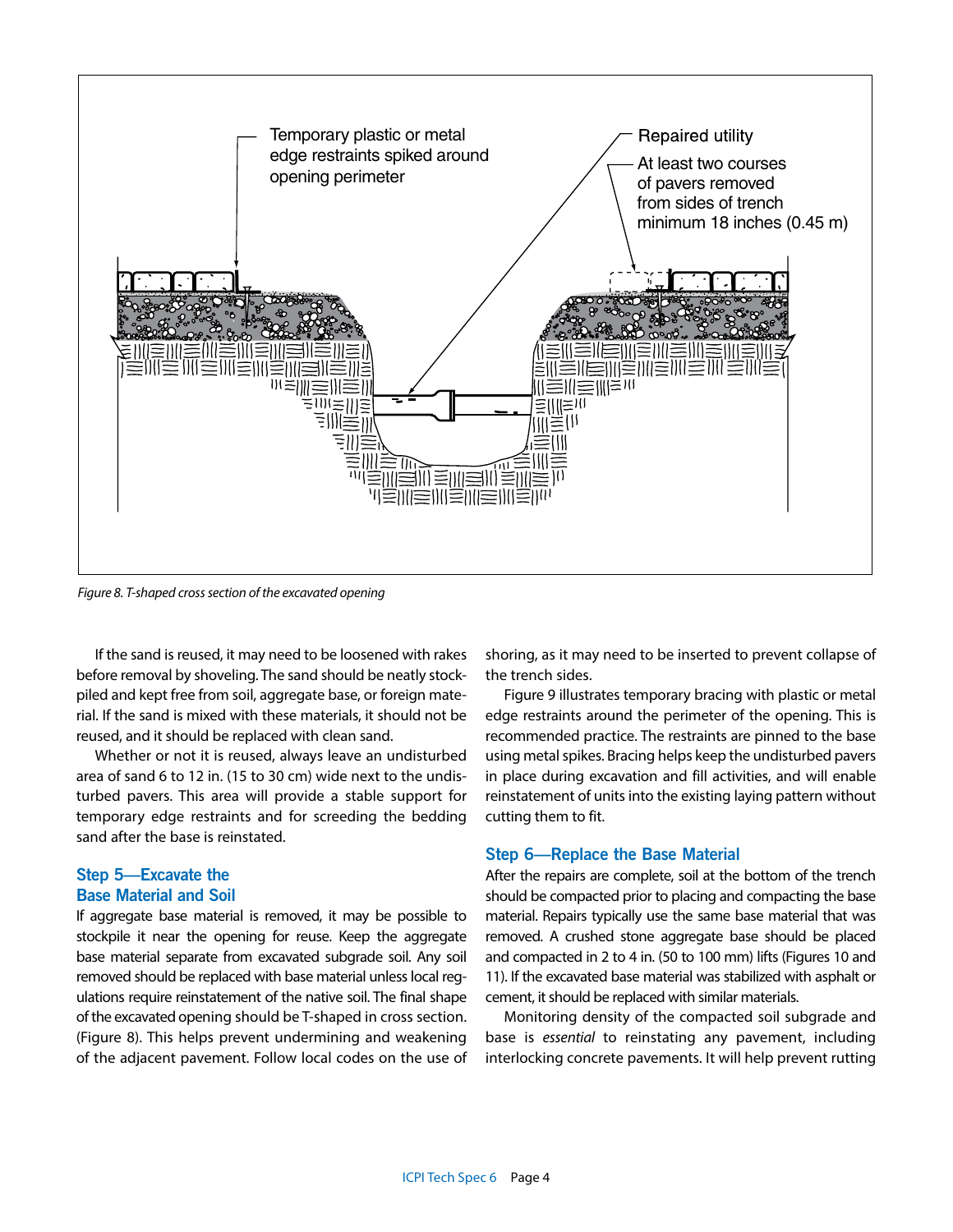Temporary plastic or metal edge restraints spiked around opening perimeter

Repaired utility

At least two courses of pavers removed from sides of trench minimum 18 inches (0.45 m)

*Figure 8. T-shaped cross section of the excavated opening*

If the sand is reused, it may need to be loosened with rakes before removal by shoveling. The sand should be neatly stockpiled and kept free from soil, aggregate base, or foreign material. If the sand is mixed with these materials, it should not be reused, and it should be replaced with clean sand.

Whether or not it is reused, always leave an undisturbed area of sand 6 to 12 in. (15 to 30 cm) wide next to the undisturbed pavers. This area will provide a stable support for temporary edge restraints and for screeding the bedding sand after the base is reinstated.

### Step 5—Excavate the Base Material and Soil

If aggregate base material is removed, it may be possible to stockpile it near the opening for reuse. Keep the aggregate base material separate from excavated subgrade soil. Any soil removed should be replaced with base material unless local regulations require reinstatement of the native soil. The final shape of the excavated opening should be T-shaped in cross section. (Figure 8). This helps prevent undermining and weakening of the adjacent pavement. Follow local codes on the use of shoring, as it may need to be inserted to prevent collapse of the trench sides.

Figure 9 illustrates temporary bracing with plastic or metal edge restraints around the perimeter of the opening. This is recommended practice. The restraints are pinned to the base using metal spikes. Bracing helps keep the undisturbed pavers in place during excavation and fill activities, and will enable reinstatement of units into the existing laying pattern without cutting them to fit.

### Step 6—Replace the Base Material

After the repairs are complete, soil at the bottom of the trench should be compacted prior to placing and compacting the base material. Repairs typically use the same base material that was removed. A crushed stone aggregate base should be placed and compacted in 2 to 4 in. (50 to 100 mm) lifts (Figures 10 and 11). If the excavated base material was stabilized with asphalt or cement, it should be replaced with similar materials.

Monitoring density of the compacted soil subgrade and base is *essential* to reinstating any pavement, including interlocking concrete pavements. It will help prevent rutting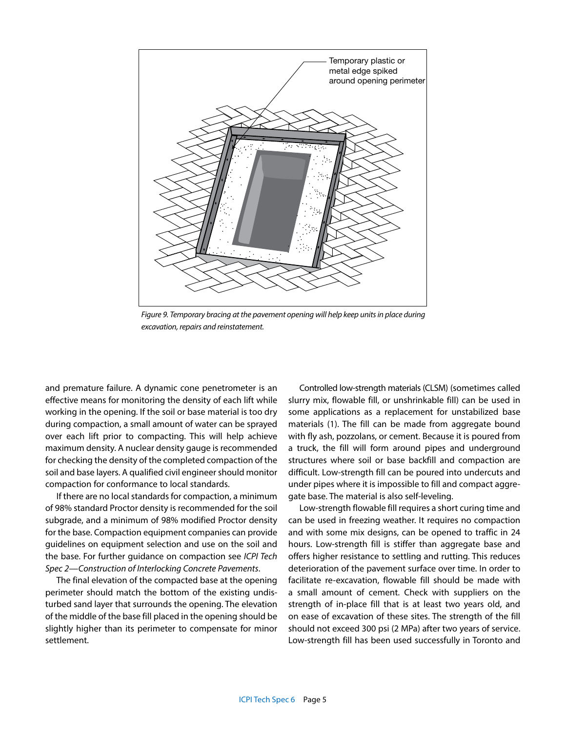Temporary plastic or metal edge spiked around opening perimeter

*Figure 9. Temporary bracing at the pavement opening will help keep units in place during excavation, repairs and reinstatement.*

and premature failure. A dynamic cone penetrometer is an effective means for monitoring the density of each lift while working in the opening. If the soil or base material is too dry during compaction, a small amount of water can be sprayed over each lift prior to compacting. This will help achieve maximum density. A nuclear density gauge is recommended for checking the density of the completed compaction of the soil and base layers. A qualified civil engineer should monitor compaction for conformance to local standards.

If there are no local standards for compaction, a minimum of 98% standard Proctor density is recommended for the soil subgrade, and a minimum of 98% modified Proctor density for the base. Compaction equipment companies can provide guidelines on equipment selection and use on the soil and the base. For further guidance on compaction see *ICPI Tech Spec 2—Construction of Interlocking Concrete Pavements*.

The final elevation of the compacted base at the opening perimeter should match the bottom of the existing undisturbed sand layer that surrounds the opening. The elevation of the middle of the base fill placed in the opening should be slightly higher than its perimeter to compensate for minor settlement.

Controlled low-strength materials (CLSM) (sometimes called slurry mix, flowable fill, or unshrinkable fill) can be used in some applications as a replacement for unstabilized base materials (1). The fill can be made from aggregate bound with fly ash, pozzolans, or cement. Because it is poured from a truck, the fill will form around pipes and underground structures where soil or base backfill and compaction are difficult. Low-strength fill can be poured into undercuts and under pipes where it is impossible to fill and compact aggregate base. The material is also self-leveling.

Low-strength flowable fill requires a short curing time and can be used in freezing weather. It requires no compaction and with some mix designs, can be opened to traffic in 24 hours. Low-strength fill is stiffer than aggregate base and offers higher resistance to settling and rutting. This reduces deterioration of the pavement surface over time. In order to facilitate re-excavation, flowable fill should be made with a small amount of cement. Check with suppliers on the strength of in-place fill that is at least two years old, and on ease of excavation of these sites. The strength of the fill should not exceed 300 psi (2 MPa) after two years of service. Low-strength fill has been used successfully in Toronto and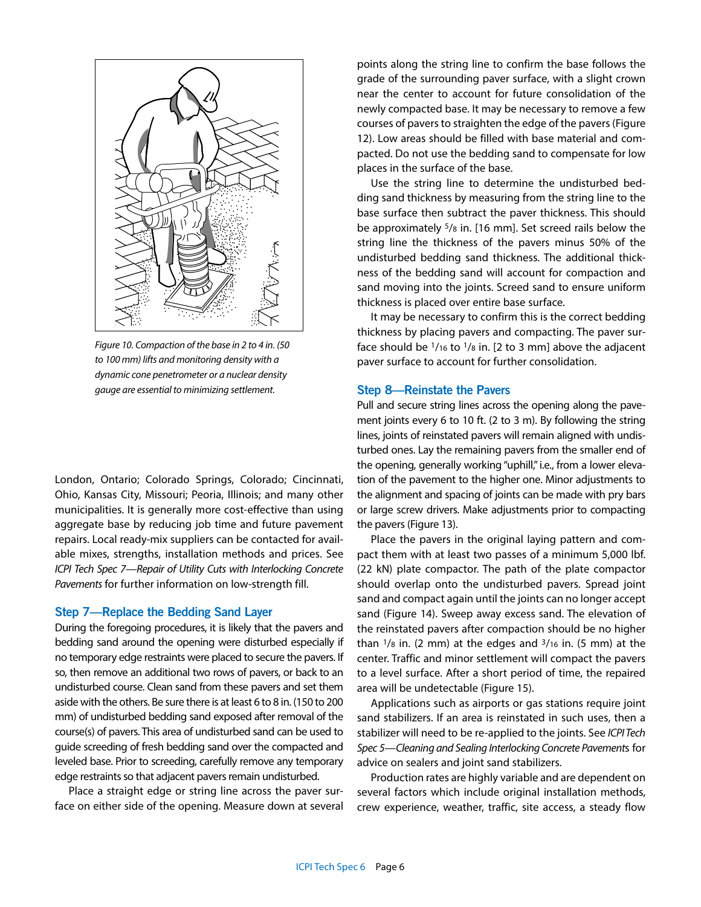*Figure 10. Compaction of the base in 2 to 4 in. (50 to 100 mm) lifts and monitoring density with a dynamic cone penetrometer or a nuclear density gauge are essential to minimizing settlement.*

London, Ontario; Colorado Springs, Colorado; Cincinnati, Ohio, Kansas City, Missouri; Peoria, Illinois; and many other municipalities. It is generally more cost-effective than using aggregate base by reducing job time and future pavement repairs. Local ready-mix suppliers can be contacted for available mixes, strengths, installation methods and prices. See *ICPI Tech Spec 7—Repair of Utility Cuts with Interlocking Concrete Pavements* for further information on low-strength fill.

## Step 7—Replace the Bedding Sand Layer

During the foregoing procedures, it is likely that the pavers and bedding sand around the opening were disturbed especially if no temporary edge restraints were placed to secure the pavers. If so, then remove an additional two rows of pavers, or back to an undisturbed course. Clean sand from these pavers and set them aside with the others. Be sure there is at least 6 to 8 in. (150 to 200 mm) of undisturbed bedding sand exposed after removal of the course(s) of pavers. This area of undisturbed sand can be used to guide screeding of fresh bedding sand over the compacted and leveled base. Prior to screeding, carefully remove any temporary edge restraints so that adjacent pavers remain undisturbed.

Place a straight edge or string line across the paver surface on either side of the opening. Measure down at several points along the string line to confirm the base follows the grade of the surrounding paver surface, with a slight crown near the center to account for future consolidation of the newly compacted base. It may be necessary to remove a few courses of pavers to straighten the edge of the pavers (Figure 12). Low areas should be filled with base material and compacted. Do not use the bedding sand to compensate for low places in the surface of the base.

Use the string line to determine the undisturbed bedding sand thickness by measuring from the string line to the base surface then subtract the paver thickness. This should be approximately 5/8 in. [16 mm]. Set screed rails below the string line the thickness of the pavers minus 50% of the undisturbed bedding sand thickness. The additional thickness of the bedding sand will account for compaction and sand moving into the joints. Screed sand to ensure uniform thickness is placed over entire base surface.

It may be necessary to confirm this is the correct bedding thickness by placing pavers and compacting. The paver surface should be 1/16 to 1/8 in. [2 to 3 mm] above the adjacent paver surface to account for further consolidation.

## Step 8—Reinstate the Pavers

Pull and secure string lines across the opening along the pavement joints every 6 to 10 ft. (2 to 3 m). By following the string lines, joints of reinstated pavers will remain aligned with undisturbed ones. Lay the remaining pavers from the smaller end of the opening, generally working "uphill," i.e., from a lower elevation of the pavement to the higher one. Minor adjustments to the alignment and spacing of joints can be made with pry bars or large screw drivers. Make adjustments prior to compacting the pavers (Figure 13).

Place the pavers in the original laying pattern and compact them with at least two passes of a minimum 5,000 lbf. (22 kN) plate compactor. The path of the plate compactor should overlap onto the undisturbed pavers. Spread joint sand and compact again until the joints can no longer accept sand (Figure 14). Sweep away excess sand. The elevation of the reinstated pavers after compaction should be no higher than 1/8 in. (2 mm) at the edges and 3/16 in. (5 mm) at the center. Traffic and minor settlement will compact the pavers to a level surface. After a short period of time, the repaired area will be undetectable (Figure 15).

Applications such as airports or gas stations require joint sand stabilizers. If an area is reinstated in such uses, then a stabilizer will need to be re-applied to the joints. See *ICPI Tech Spec 5—Cleaning and Sealing Interlocking Concrete Pavements* for advice on sealers and joint sand stabilizers.

Production rates are highly variable and are dependent on several factors which include original installation methods, crew experience, weather, traffic, site access, a steady flow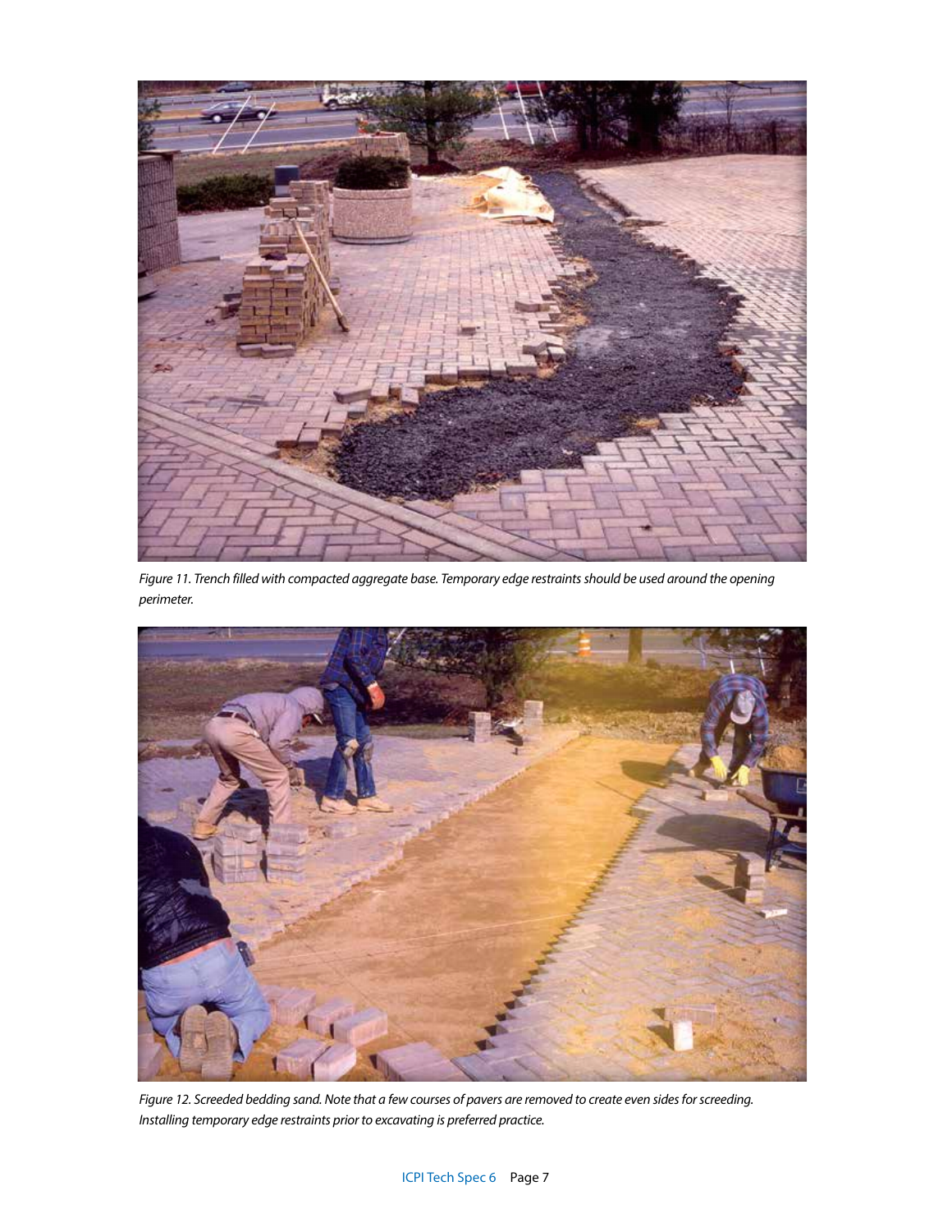*Figure 11. Trench filled with compacted aggregate base. Temporary edge restraints should be used around the opening perimeter.*

*Figure 12. Screeded bedding sand. Note that a few courses of pavers are removed to create even sides for screeding. Installing temporary edge restraints prior to excavating is preferred practice.*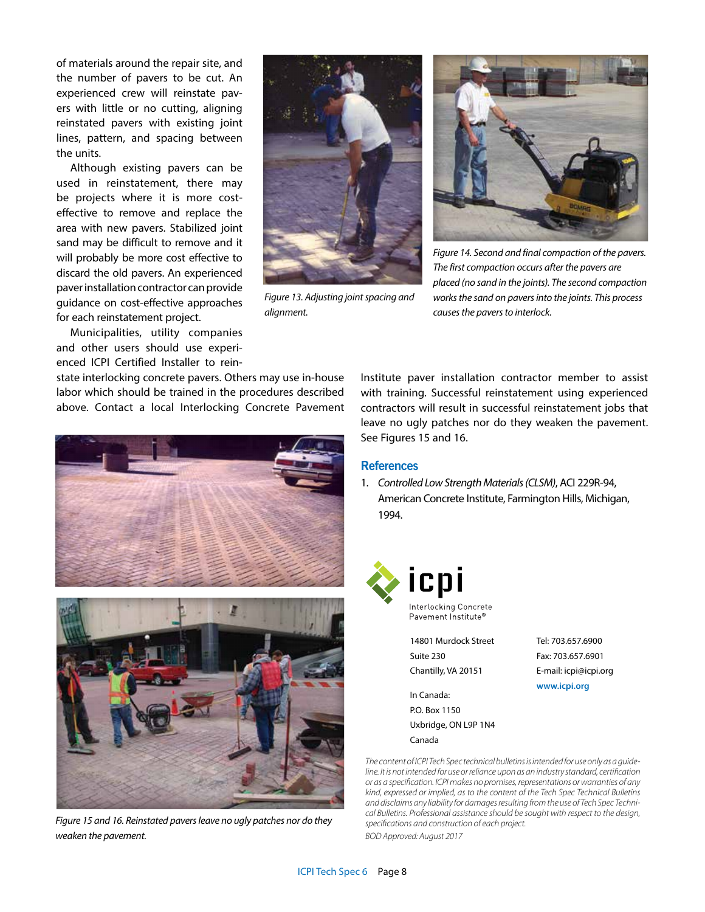of materials around the repair site, and the number of pavers to be cut. An experienced crew will reinstate pavers with little or no cutting, aligning reinstated pavers with existing joint lines, pattern, and spacing between the units.

Although existing pavers can be used in reinstatement, there may be projects where it is more cost-effective to remove and replace the area with new pavers. Stabilized joint sand may be difficult to remove and it will probably be more cost effective to discard the old pavers. An experienced paver installation contractor can provide guidance on cost-effective approaches for each reinstatement project.

Municipalities, utility companies and other users should use experienced ICPI Certified Installer to reinstate interlocking concrete pavers. Others may use in-house labor which should be trained in the procedures described above. Contact a local Interlocking Concrete Pavement Institute paver installation contractor member to assist with training. Successful reinstatement using experienced contractors will result in successful reinstatement jobs that leave no ugly patches nor do they weaken the pavement. See Figures 15 and 16.

*Figure 13. Adjusting joint spacing and alignment.*

*Figure 14. Second and final compaction of the pavers. The first compaction occurs after the pavers are placed (no sand in the joints). The second compaction works the sand on pavers into the joints. This process causes the pavers to interlock.*

*Figure 15 and 16. Reinstated pavers leave no ugly patches nor do they weaken the pavement.*

## References

1. *Controlled Low Strength Materials (CLSM)*, ACI 229R-94, American Concrete Institute, Farmington Hills, Michigan, 1994.

icpi
Interlocking Concrete Pavement Institute®

14801 Murdock Street
Suite 230
Chantilly, VA 20151

In Canada:
P.O. Box 1150
Uxbridge, ON L9P 1N4
Canada

Tel: 703.657.6900
Fax: 703.657.6901
E-mail: icpi@icpi.org
www.icpi.org

*The content of ICPI Tech Spec technical bulletins is intended for use only as a guideline. It is not intended for use or reliance upon as an industry standard, certification or as a specification. ICPI makes no promises, representations or warranties of any kind, expressed or implied, as to the content of the Tech Spec Technical Bulletins and disclaims any liability for damages resulting from the use of Tech Spec Technical Bulletins. Professional assistance should be sought with respect to the design, specifications and construction of each project.*

*BOD Approved: August 2017*